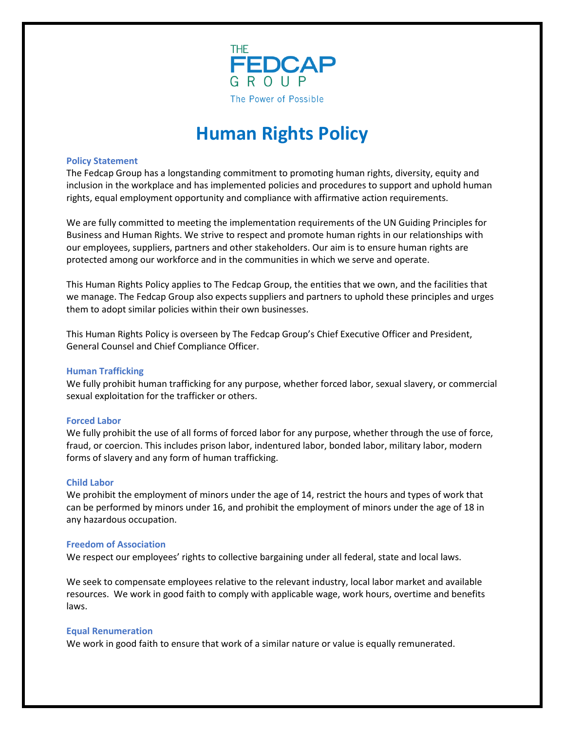THE FEDCAP GROUP

The Power of Possible

# Human Rights Policy

### Policy Statement

The Fedcap Group has a longstanding commitment to promoting human rights, diversity, equity and inclusion in the workplace and has implemented policies and procedures to support and uphold human rights, equal employment opportunity and compliance with affirmative action requirements.

We are fully committed to meeting the implementation requirements of the UN Guiding Principles for Business and Human Rights. We strive to respect and promote human rights in our relationships with our employees, suppliers, partners and other stakeholders. Our aim is to ensure human rights are protected among our workforce and in the communities in which we serve and operate.

This Human Rights Policy applies to The Fedcap Group, the entities that we own, and the facilities that we manage. The Fedcap Group also expects suppliers and partners to uphold these principles and urges them to adopt similar policies within their own businesses.

This Human Rights Policy is overseen by The Fedcap Group's Chief Executive Officer and President, General Counsel and Chief Compliance Officer.

### Human Trafficking

We fully prohibit human trafficking for any purpose, whether forced labor, sexual slavery, or commercial sexual exploitation for the trafficker or others.

### Forced Labor

We fully prohibit the use of all forms of forced labor for any purpose, whether through the use of force, fraud, or coercion. This includes prison labor, indentured labor, bonded labor, military labor, modern forms of slavery and any form of human trafficking.

### Child Labor

We prohibit the employment of minors under the age of 14, restrict the hours and types of work that can be performed by minors under 16, and prohibit the employment of minors under the age of 18 in any hazardous occupation.

### Freedom of Association

We respect our employees' rights to collective bargaining under all federal, state and local laws.

We seek to compensate employees relative to the relevant industry, local labor market and available resources. We work in good faith to comply with applicable wage, work hours, overtime and benefits laws.

### Equal Renumeration

We work in good faith to ensure that work of a similar nature or value is equally remunerated.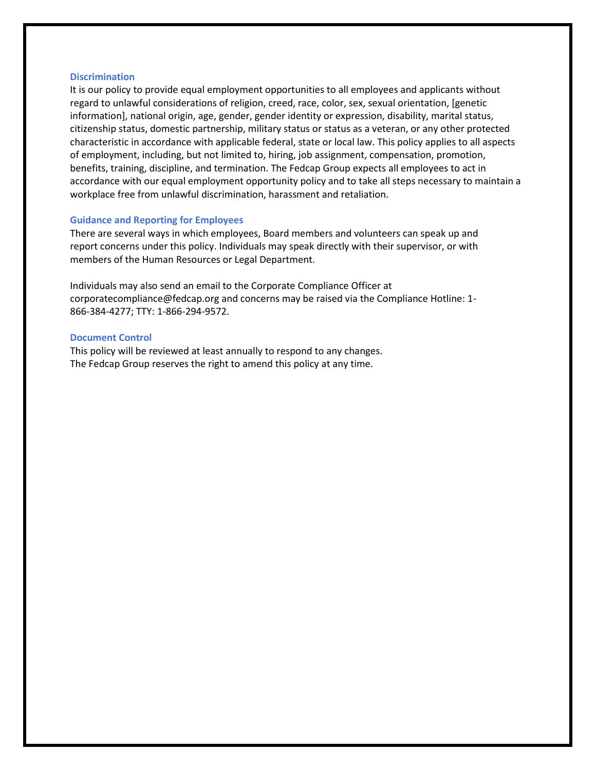### Discrimination

It is our policy to provide equal employment opportunities to all employees and applicants without regard to unlawful considerations of religion, creed, race, color, sex, sexual orientation, [genetic information], national origin, age, gender, gender identity or expression, disability, marital status, citizenship status, domestic partnership, military status or status as a veteran, or any other protected characteristic in accordance with applicable federal, state or local law. This policy applies to all aspects of employment, including, but not limited to, hiring, job assignment, compensation, promotion, benefits, training, discipline, and termination. The Fedcap Group expects all employees to act in accordance with our equal employment opportunity policy and to take all steps necessary to maintain a workplace free from unlawful discrimination, harassment and retaliation.

### Guidance and Reporting for Employees

There are several ways in which employees, Board members and volunteers can speak up and report concerns under this policy. Individuals may speak directly with their supervisor, or with members of the Human Resources or Legal Department.

Individuals may also send an email to the Corporate Compliance Officer at corporatecompliance@fedcap.org and concerns may be raised via the Compliance Hotline: 1-866-384-4277; TTY: 1-866-294-9572.

### Document Control

This policy will be reviewed at least annually to respond to any changes.
The Fedcap Group reserves the right to amend this policy at any time.